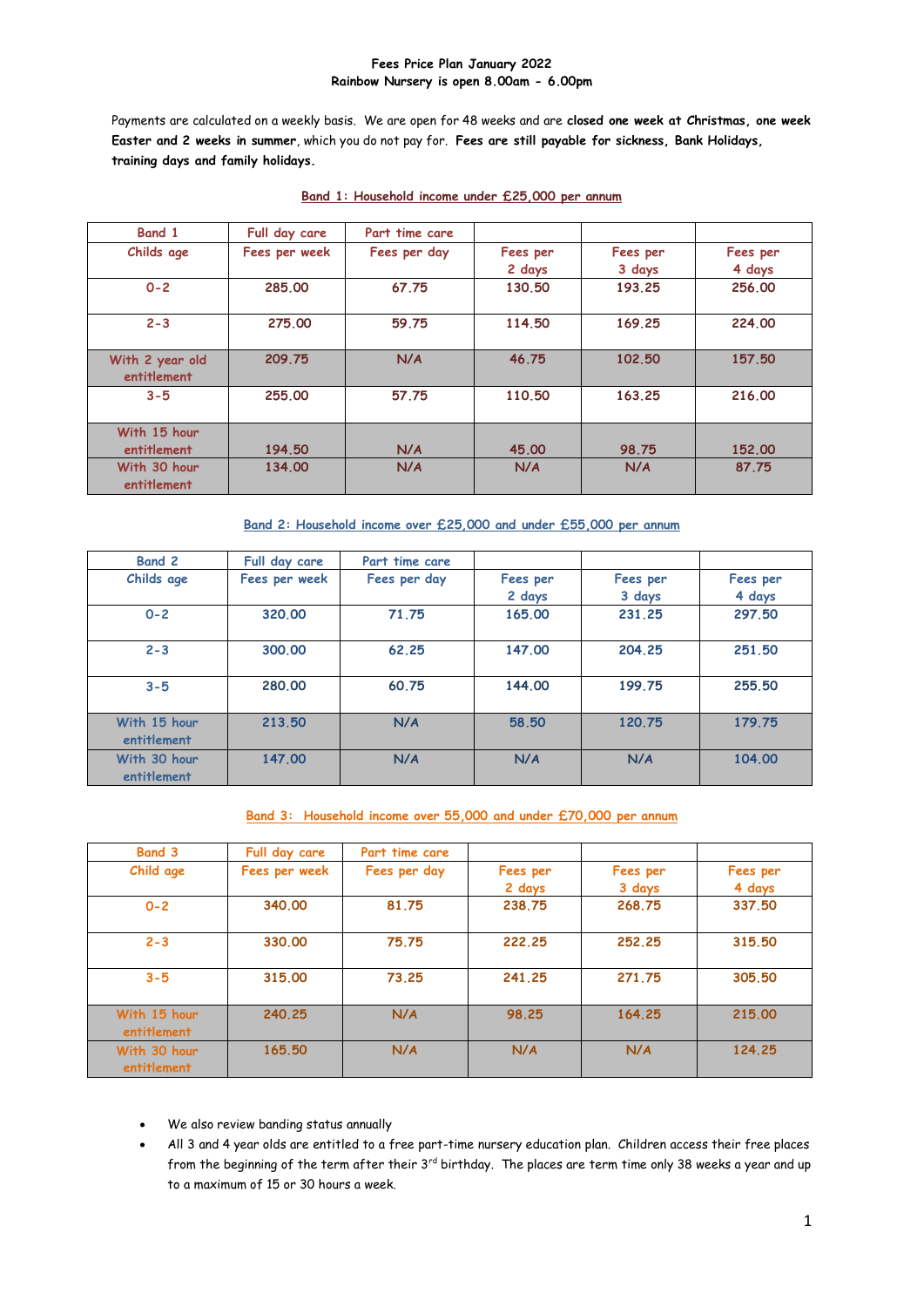**Fees Price Plan January 2022**
**Rainbow Nursery is open 8.00am - 6.00pm**

Payments are calculated on a weekly basis. We are open for 48 weeks and are **closed one week at Christmas, one week Easter and 2 weeks in summer**, which you do not pay for. **Fees are still payable for sickness, Bank Holidays, training days and family holidays.**

**Band 1: Household income under £25,000 per annum**

| Band 1 | Full day care | Part time care | | | |
|---|---|---|---|---|---|
| Childs age | Fees per week | Fees per day | Fees per 2 days | Fees per 3 days | Fees per 4 days |
| 0-2 | 285.00 | 67.75 | 130.50 | 193.25 | 256.00 |
| 2-3 | 275.00 | 59.75 | 114.50 | 169.25 | 224.00 |
| With 2 year old entitlement | 209.75 | N/A | 46.75 | 102.50 | 157.50 |
| 3-5 | 255.00 | 57.75 | 110.50 | 163.25 | 216.00 |
| With 15 hour entitlement | 194.50 | N/A | 45.00 | 98.75 | 152.00 |
| With 30 hour entitlement | 134.00 | N/A | N/A | N/A | 87.75 |

**Band 2: Household income over £25,000 and under £55,000 per annum**

| Band 2 | Full day care | Part time care | | | |
|---|---|---|---|---|---|
| Childs age | Fees per week | Fees per day | Fees per 2 days | Fees per 3 days | Fees per 4 days |
| 0-2 | 320.00 | 71.75 | 165.00 | 231.25 | 297.50 |
| 2-3 | 300.00 | 62.25 | 147.00 | 204.25 | 251.50 |
| 3-5 | 280.00 | 60.75 | 144.00 | 199.75 | 255.50 |
| With 15 hour entitlement | 213.50 | N/A | 58.50 | 120.75 | 179.75 |
| With 30 hour entitlement | 147.00 | N/A | N/A | N/A | 104.00 |

**Band 3: Household income over 55,000 and under £70,000 per annum**

| Band 3 | Full day care | Part time care | | | |
|---|---|---|---|---|---|
| Child age | Fees per week | Fees per day | Fees per 2 days | Fees per 3 days | Fees per 4 days |
| 0-2 | 340.00 | 81.75 | 238.75 | 268.75 | 337.50 |
| 2-3 | 330.00 | 75.75 | 222.25 | 252.25 | 315.50 |
| 3-5 | 315.00 | 73.25 | 241.25 | 271.75 | 305.50 |
| With 15 hour entitlement | 240.25 | N/A | 98.25 | 164.25 | 215.00 |
| With 30 hour entitlement | 165.50 | N/A | N/A | N/A | 124.25 |

- We also review banding status annually
- All 3 and 4 year olds are entitled to a free part-time nursery education plan. Children access their free places from the beginning of the term after their 3rd birthday. The places are term time only 38 weeks a year and up to a maximum of 15 or 30 hours a week.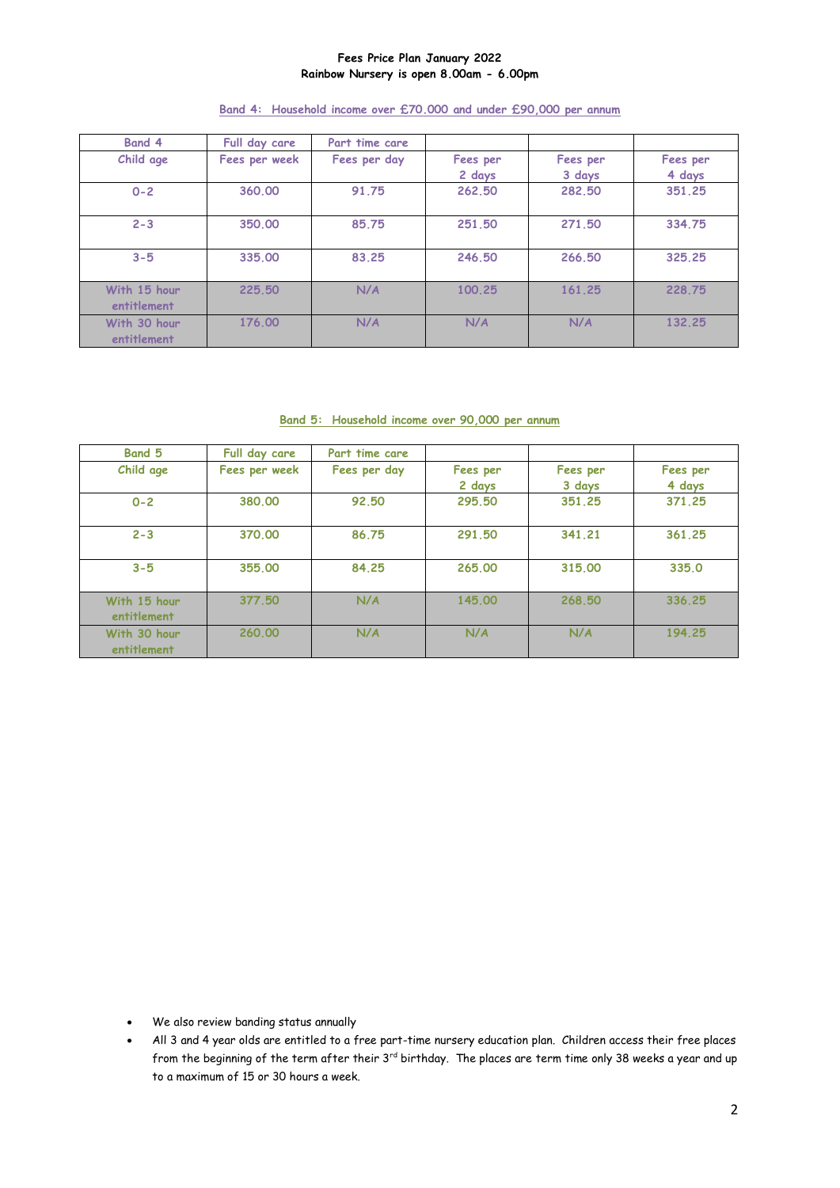**Fees Price Plan January 2022**
**Rainbow Nursery is open 8.00am - 6.00pm**

Band 4: Household income over £70.000 and under £90,000 per annum

| Band 4 | Full day care | Part time care | | | |
|---|---|---|---|---|---|
| Child age | Fees per week | Fees per day | Fees per 2 days | Fees per 3 days | Fees per 4 days |
| 0-2 | 360.00 | 91.75 | 262.50 | 282.50 | 351.25 |
| 2-3 | 350.00 | 85.75 | 251.50 | 271.50 | 334.75 |
| 3-5 | 335.00 | 83.25 | 246.50 | 266.50 | 325.25 |
| With 15 hour entitlement | 225.50 | N/A | 100.25 | 161.25 | 228.75 |
| With 30 hour entitlement | 176.00 | N/A | N/A | N/A | 132.25 |

Band 5: Household income over 90,000 per annum

| Band 5 | Full day care | Part time care | | | |
|---|---|---|---|---|---|
| Child age | Fees per week | Fees per day | Fees per 2 days | Fees per 3 days | Fees per 4 days |
| 0-2 | 380.00 | 92.50 | 295.50 | 351.25 | 371.25 |
| 2-3 | 370.00 | 86.75 | 291.50 | 341.21 | 361.25 |
| 3-5 | 355.00 | 84.25 | 265.00 | 315.00 | 335.0 |
| With 15 hour entitlement | 377.50 | N/A | 145.00 | 268.50 | 336.25 |
| With 30 hour entitlement | 260.00 | N/A | N/A | N/A | 194.25 |

- We also review banding status annually
- All 3 and 4 year olds are entitled to a free part-time nursery education plan. Children access their free places from the beginning of the term after their 3rd birthday. The places are term time only 38 weeks a year and up to a maximum of 15 or 30 hours a week.